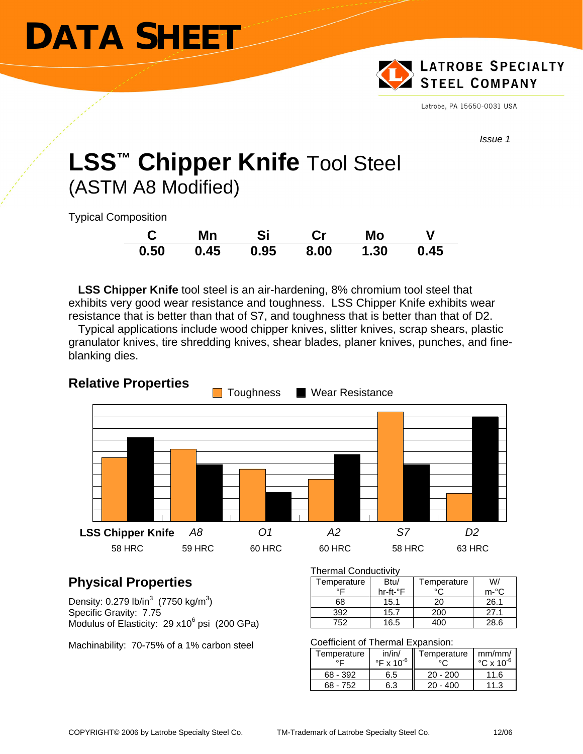# DATA SHEET

**LATROBE SPECIALTY STEEL COMPANY**

Latrobe, PA 15650-0031 USA

*Issue 1*

# LSS™ Chipper Knife Tool Steel

## (ASTM A8 Modified)

Typical Composition

| C | Mn | Si | Cr | Mo | V |
|---|---|---|---|---|---|
| 0.50 | 0.45 | 0.95 | 8.00 | 1.30 | 0.45 |

**LSS Chipper Knife** tool steel is an air-hardening, 8% chromium tool steel that exhibits very good wear resistance and toughness. LSS Chipper Knife exhibits wear resistance that is better than that of S7, and toughness that is better than that of D2.

Typical applications include wood chipper knives, slitter knives, scrap shears, plastic granulator knives, tire shredding knives, shear blades, planer knives, punches, and fine-blanking dies.

## Relative Properties

Toughness / Wear Resistance

| **LSS Chipper Knife** | *A8* | *O1* | *A2* | *S7* | *D2* |
|---|---|---|---|---|---|
| 58 HRC | 59 HRC | 60 HRC | 60 HRC | 58 HRC | 63 HRC |

## Physical Properties

Density: 0.279 lb/in$^3$ (7750 kg/m$^3$)
Specific Gravity: 7.75
Modulus of Elasticity: 29 x10$^6$ psi (200 GPa)

Machinability: 70-75% of a 1% carbon steel

Thermal Conductivity

| Temperature °F | Btu/ hr-ft-°F | Temperature °C | W/ m-°C |
|---|---|---|---|
| 68 | 15.1 | 20 | 26.1 |
| 392 | 15.7 | 200 | 27.1 |
| 752 | 16.5 | 400 | 28.6 |

Coefficient of Thermal Expansion:

| Temperature °F | in/in/ °F x 10$^{-6}$ | Temperature °C | mm/mm/ °C x 10$^{-6}$ |
|---|---|---|---|
| 68 - 392 | 6.5 | 20 - 200 | 11.6 |
| 68 - 752 | 6.3 | 20 - 400 | 11.3 |

COPYRIGHT© 2006 by Latrobe Specialty Steel Co. TM-Trademark of Latrobe Specialty Steel Co. 12/06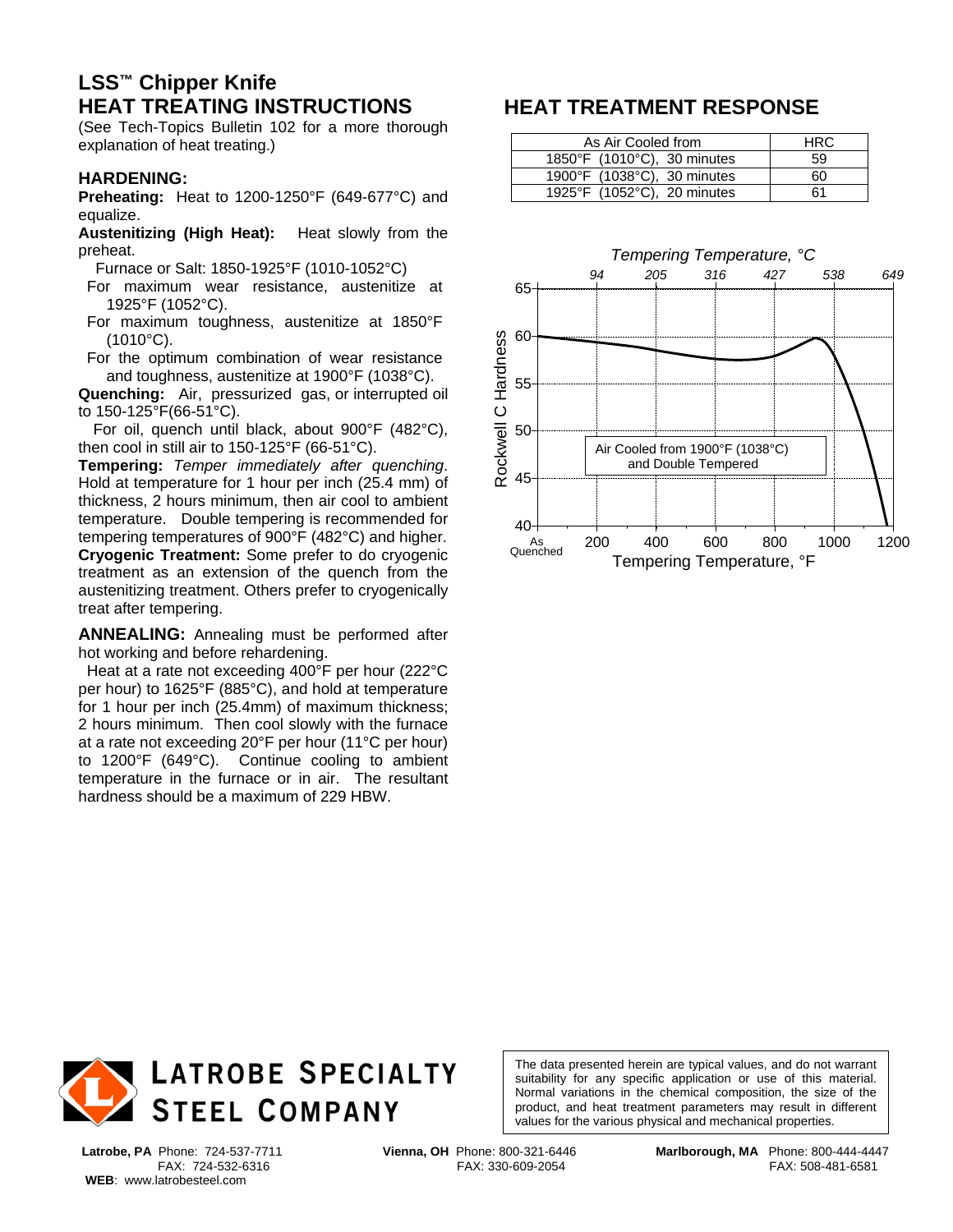# LSS™ Chipper Knife

# HEAT TREATING INSTRUCTIONS

(See Tech-Topics Bulletin 102 for a more thorough explanation of heat treating.)

## HARDENING:

**Preheating:** Heat to 1200-1250°F (649-677°C) and equalize.

**Austenitizing (High Heat):** Heat slowly from the preheat.

Furnace or Salt: 1850-1925°F (1010-1052°C)

For maximum wear resistance, austenitize at 1925°F (1052°C).

For maximum toughness, austenitize at 1850°F (1010°C).

For the optimum combination of wear resistance and toughness, austenitize at 1900°F (1038°C).

**Quenching:** Air, pressurized gas, or interrupted oil to 150-125°F(66-51°C).

For oil, quench until black, about 900°F (482°C), then cool in still air to 150-125°F (66-51°C).

**Tempering:** *Temper immediately after quenching*. Hold at temperature for 1 hour per inch (25.4 mm) of thickness, 2 hours minimum, then air cool to ambient temperature. Double tempering is recommended for tempering temperatures of 900°F (482°C) and higher.

**Cryogenic Treatment:** Some prefer to do cryogenic treatment as an extension of the quench from the austenitizing treatment. Others prefer to cryogenically treat after tempering.

**ANNEALING:** Annealing must be performed after hot working and before rehardening.

Heat at a rate not exceeding 400°F per hour (222°C per hour) to 1625°F (885°C), and hold at temperature for 1 hour per inch (25.4mm) of maximum thickness; 2 hours minimum. Then cool slowly with the furnace at a rate not exceeding 20°F per hour (11°C per hour) to 1200°F (649°C). Continue cooling to ambient temperature in the furnace or in air. The resultant hardness should be a maximum of 229 HBW.

# HEAT TREATMENT RESPONSE

| As Air Cooled from | HRC |
|---|---|
| 1850°F (1010°C), 30 minutes | 59 |
| 1900°F (1038°C), 30 minutes | 60 |
| 1925°F (1052°C), 20 minutes | 61 |

*Tempering Temperature, °C*

94 205 316 427 538 649

Rockwell C Hardness

65 60 55 50 45 40

Air Cooled from 1900°F (1038°C) and Double Tempered

As Quenched 200 400 600 800 1000 1200

Tempering Temperature, °F

LATROBE SPECIALTY STEEL COMPANY

The data presented herein are typical values, and do not warrant suitability for any specific application or use of this material. Normal variations in the chemical composition, the size of the product, and heat treatment parameters may result in different values for the various physical and mechanical properties.

**Latrobe, PA** Phone: 724-537-7711 FAX: 724-532-6316
**WEB**: www.latrobesteel.com

**Vienna, OH** Phone: 800-321-6446 FAX: 330-609-2054

**Marlborough, MA** Phone: 800-444-4447 FAX: 508-481-6581